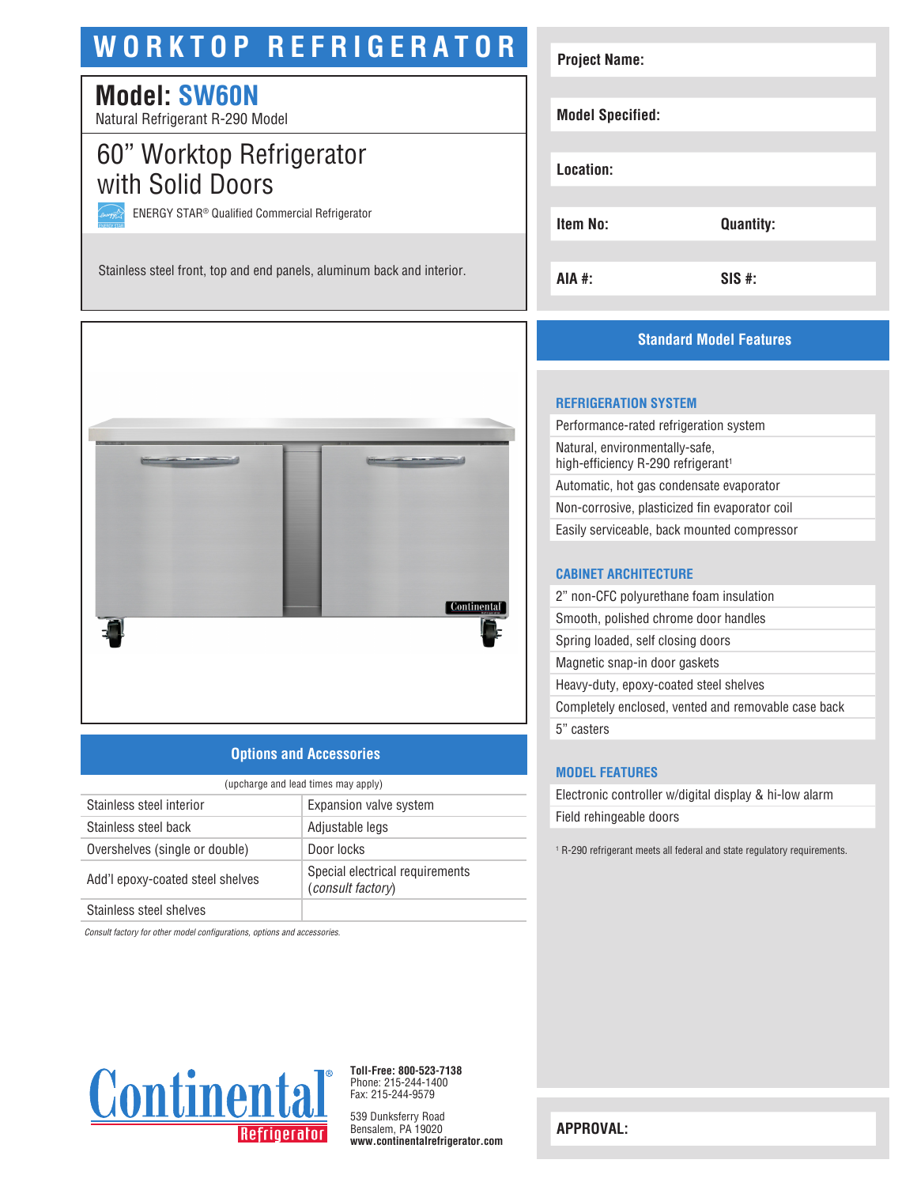# WORKTOP REFRIGERATOR

## Model: SW60N

Natural Refrigerant R-290 Model

## 60" Worktop Refrigerator with Solid Doors

ENERGY STAR® Qualified Commercial Refrigerator

Stainless steel front, top and end panels, aluminum back and interior.

| Project Name: | |
|---|---|
| Model Specified: | |
| Location: | |
| Item No: | Quantity: |
| AIA #: | SIS #: |

## Options and Accessories

(upcharge and lead times may apply)

| | |
|---|---|
| Stainless steel interior | Expansion valve system |
| Stainless steel back | Adjustable legs |
| Overshelves (single or double) | Door locks |
| Add'l epoxy-coated steel shelves | Special electrical requirements (*consult factory*) |
| Stainless steel shelves | |

*Consult factory for other model configurations, options and accessories.*

## Standard Model Features

### REFRIGERATION SYSTEM

- Performance-rated refrigeration system
- Natural, environmentally-safe, high-efficiency R-290 refrigerant[1]
- Automatic, hot gas condensate evaporator
- Non-corrosive, plasticized fin evaporator coil
- Easily serviceable, back mounted compressor

### CABINET ARCHITECTURE

- 2" non-CFC polyurethane foam insulation
- Smooth, polished chrome door handles
- Spring loaded, self closing doors
- Magnetic snap-in door gaskets
- Heavy-duty, epoxy-coated steel shelves
- Completely enclosed, vented and removable case back
- 5" casters

### MODEL FEATURES

- Electronic controller w/digital display & hi-low alarm
- Field rehingeable doors

[1] R-290 refrigerant meets all federal and state regulatory requirements.

Continental Refrigerator

**Toll-Free: 800-523-7138**
Phone: 215-244-1400
Fax: 215-244-9579

539 Dunksferry Road
Bensalem, PA 19020
**www.continentalrefrigerator.com**

**APPROVAL:**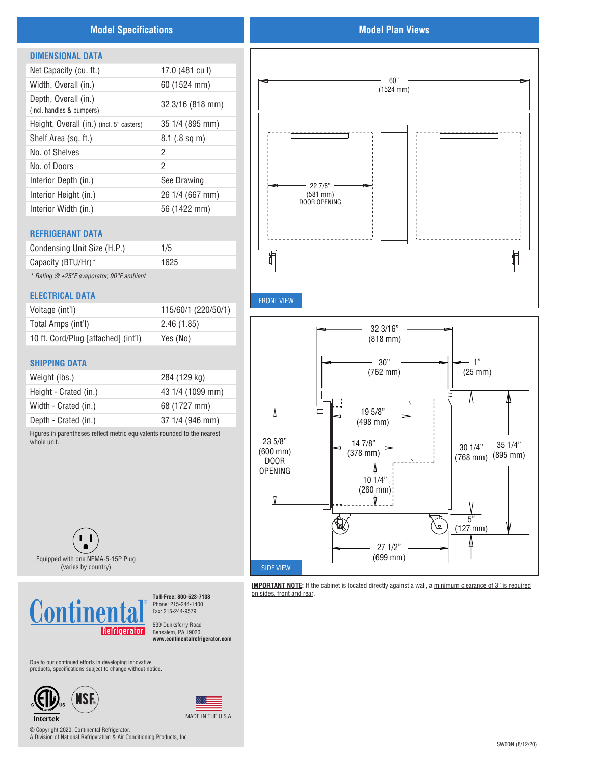## Model Specifications

### DIMENSIONAL DATA

| | |
|---|---|
| Net Capacity (cu. ft.) | 17.0 (481 cu l) |
| Width, Overall (in.) | 60 (1524 mm) |
| Depth, Overall (in.) (incl. handles & bumpers) | 32 3/16 (818 mm) |
| Height, Overall (in.) (incl. 5" casters) | 35 1/4 (895 mm) |
| Shelf Area (sq. ft.) | 8.1 (.8 sq m) |
| No. of Shelves | 2 |
| No. of Doors | 2 |
| Interior Depth (in.) | See Drawing |
| Interior Height (in.) | 26 1/4 (667 mm) |
| Interior Width (in.) | 56 (1422 mm) |

### REFRIGERANT DATA

| | |
|---|---|
| Condensing Unit Size (H.P.) | 1/5 |
| Capacity (BTU/Hr)* | 1625 |

*\* Rating @ +25°F evaporator, 90°F ambient*

### ELECTRICAL DATA

| | |
|---|---|
| Voltage (int'l) | 115/60/1 (220/50/1) |
| Total Amps (int'l) | 2.46 (1.85) |
| 10 ft. Cord/Plug [attached] (int'l) | Yes (No) |

### SHIPPING DATA

| | |
|---|---|
| Weight (lbs.) | 284 (129 kg) |
| Height - Crated (in.) | 43 1/4 (1099 mm) |
| Width - Crated (in.) | 68 (1727 mm) |
| Depth - Crated (in.) | 37 1/4 (946 mm) |

Figures in parentheses reflect metric equivalents rounded to the nearest whole unit.

Equipped with one NEMA-5-15P Plug (varies by country)

## Model Plan Views

FRONT VIEW

60"
(1524 mm)

22 7/8"
(581 mm)
DOOR OPENING

SIDE VIEW

32 3/16"
(818 mm)

30"
(762 mm)

1"
(25 mm)

19 5/8"
(498 mm)

14 7/8"
(378 mm)

10 1/4"
(260 mm)

23 5/8"
(600 mm)
DOOR
OPENING

30 1/4"
(768 mm)

35 1/4"
(895 mm)

5"
(127 mm)

27 1/2"
(699 mm)

**IMPORTANT NOTE:** If the cabinet is located directly against a wall, a minimum clearance of 3" is required on sides, front and rear.

**Continental** Refrigerator

**Toll-Free: 800-523-7138**
Phone: 215-244-1400
Fax: 215-244-9579

539 Dunksferry Road
Bensalem, PA 19020
**www.continentalrefrigerator.com**

Due to our continued efforts in developing innovative products, specifications subject to change without notice.

Intertek

MADE IN THE U.S.A.

© Copyright 2020. Continental Refrigerator.
A Division of National Refrigeration & Air Conditioning Products, Inc.

SW60N (8/12/20)